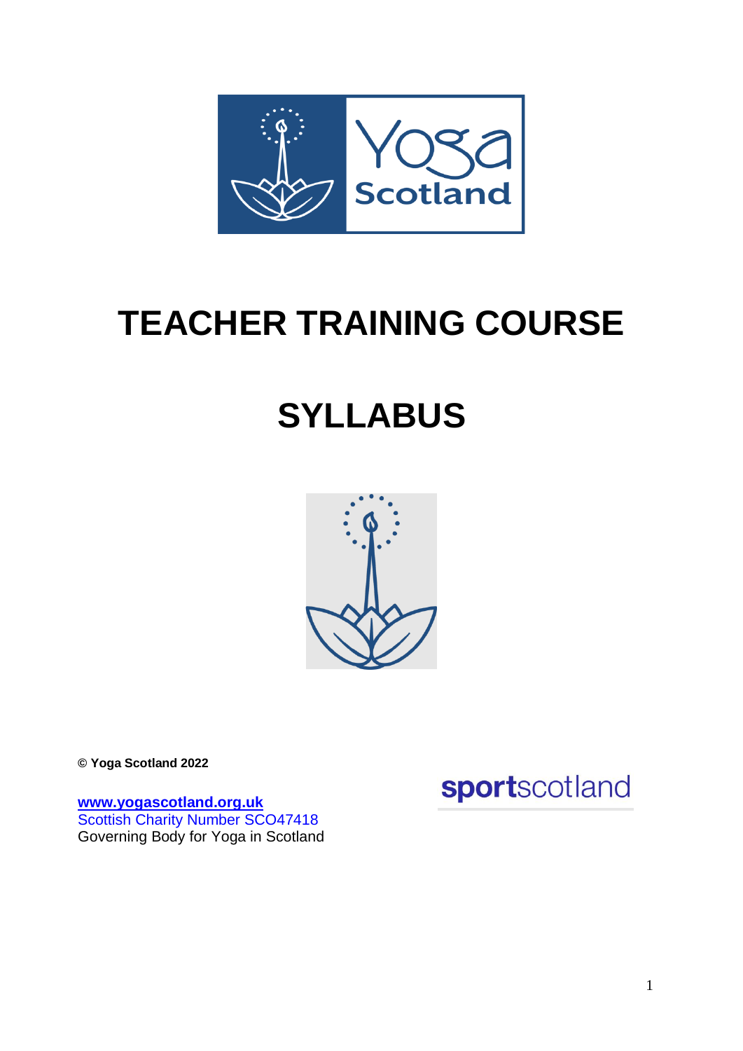# TEACHER TRAINING COURSE

# SYLLABUS

**© Yoga Scotland 2022**

**www.yogascotland.org.uk**
Scottish Charity Number SCO47418
Governing Body for Yoga in Scotland

**sport**scotland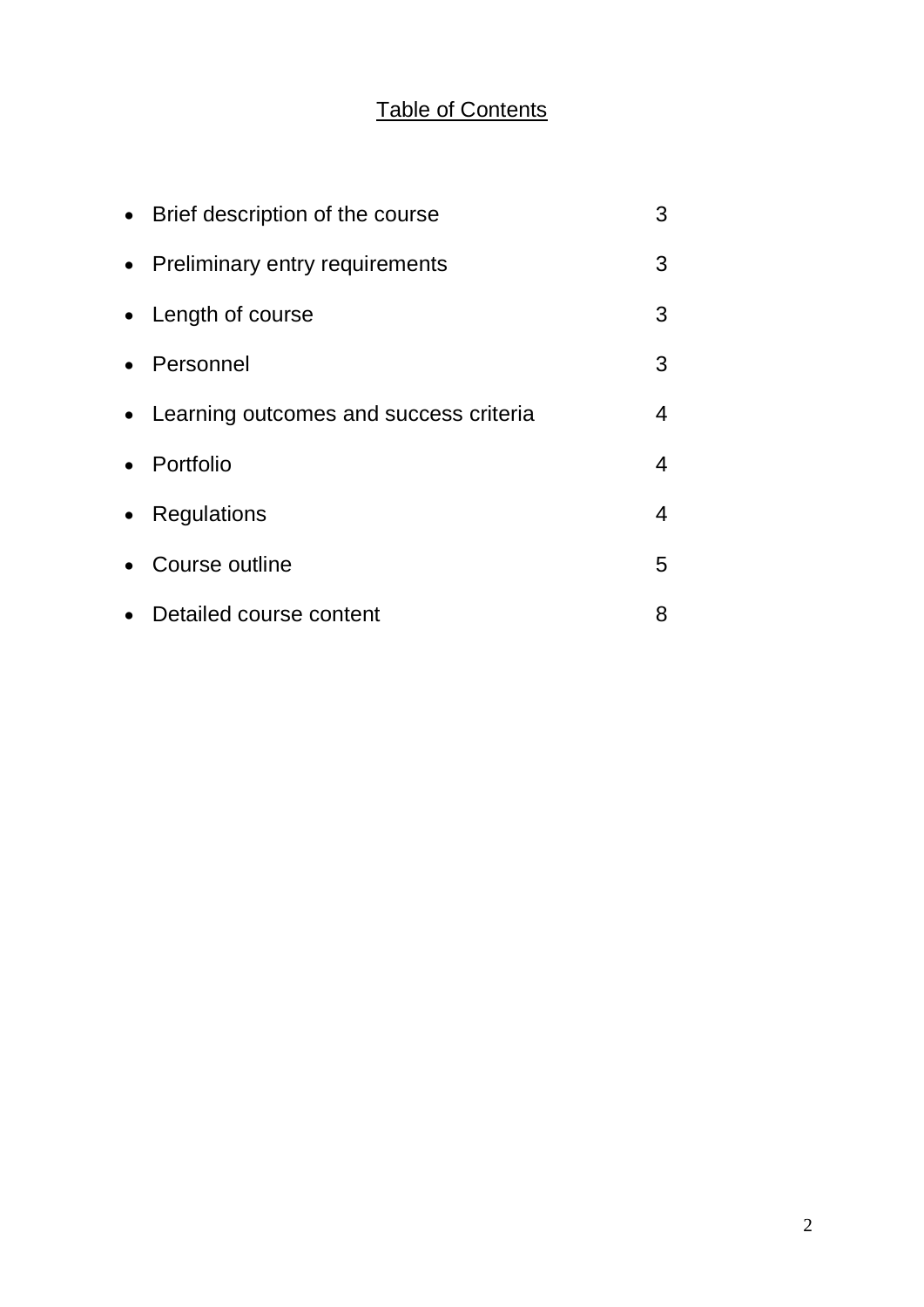# Table of Contents

- Brief description of the course 3
- Preliminary entry requirements 3
- Length of course 3
- Personnel 3
- Learning outcomes and success criteria 4
- Portfolio 4
- Regulations 4
- Course outline 5
- Detailed course content 8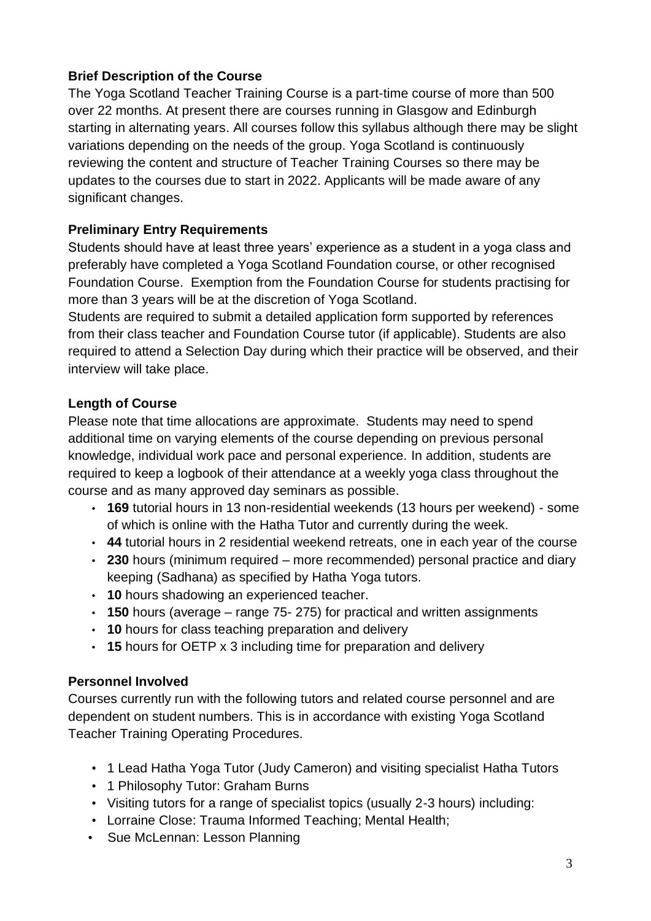### Brief Description of the Course

The Yoga Scotland Teacher Training Course is a part-time course of more than 500 over 22 months. At present there are courses running in Glasgow and Edinburgh starting in alternating years. All courses follow this syllabus although there may be slight variations depending on the needs of the group. Yoga Scotland is continuously reviewing the content and structure of Teacher Training Courses so there may be updates to the courses due to start in 2022. Applicants will be made aware of any significant changes.

### Preliminary Entry Requirements

Students should have at least three years' experience as a student in a yoga class and preferably have completed a Yoga Scotland Foundation course, or other recognised Foundation Course. Exemption from the Foundation Course for students practising for more than 3 years will be at the discretion of Yoga Scotland.

Students are required to submit a detailed application form supported by references from their class teacher and Foundation Course tutor (if applicable). Students are also required to attend a Selection Day during which their practice will be observed, and their interview will take place.

### Length of Course

Please note that time allocations are approximate. Students may need to spend additional time on varying elements of the course depending on previous personal knowledge, individual work pace and personal experience. In addition, students are required to keep a logbook of their attendance at a weekly yoga class throughout the course and as many approved day seminars as possible.

- **169** tutorial hours in 13 non-residential weekends (13 hours per weekend) - some of which is online with the Hatha Tutor and currently during the week.
- **44** tutorial hours in 2 residential weekend retreats, one in each year of the course
- **230** hours (minimum required – more recommended) personal practice and diary keeping (Sadhana) as specified by Hatha Yoga tutors.
- **10** hours shadowing an experienced teacher.
- **150** hours (average – range 75- 275) for practical and written assignments
- **10** hours for class teaching preparation and delivery
- **15** hours for OETP x 3 including time for preparation and delivery

### Personnel Involved

Courses currently run with the following tutors and related course personnel and are dependent on student numbers. This is in accordance with existing Yoga Scotland Teacher Training Operating Procedures.

- 1 Lead Hatha Yoga Tutor (Judy Cameron) and visiting specialist Hatha Tutors
- 1 Philosophy Tutor: Graham Burns
- Visiting tutors for a range of specialist topics (usually 2-3 hours) including:
- Lorraine Close: Trauma Informed Teaching; Mental Health;
- Sue McLennan: Lesson Planning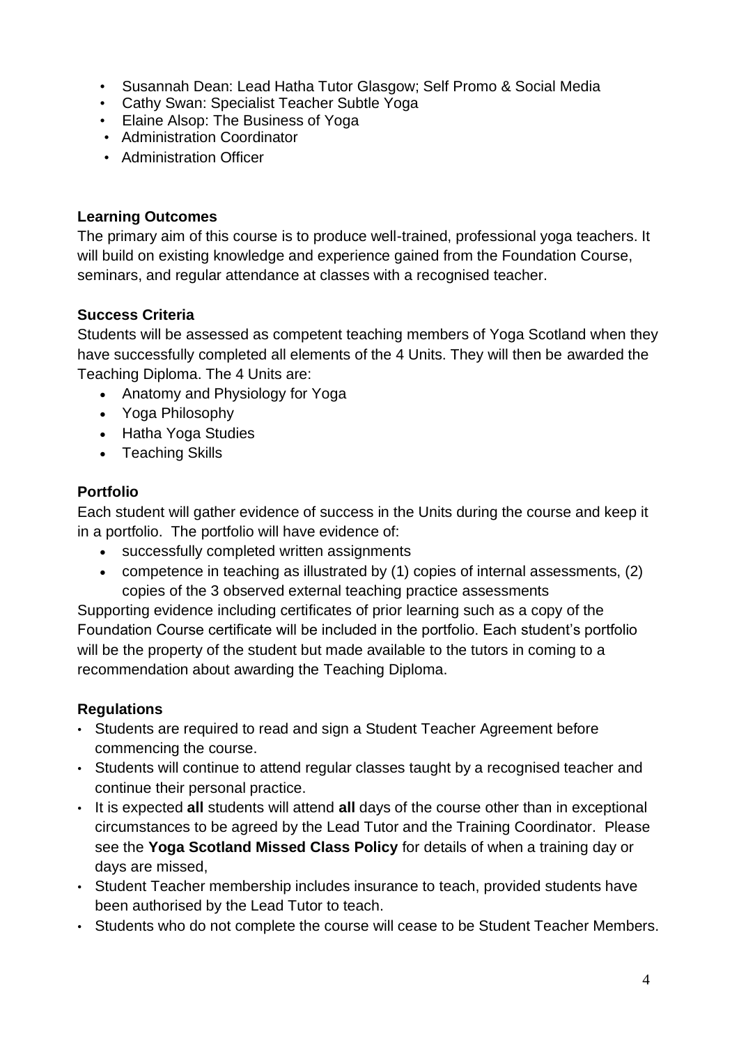- Susannah Dean: Lead Hatha Tutor Glasgow; Self Promo & Social Media
- Cathy Swan: Specialist Teacher Subtle Yoga
- Elaine Alsop: The Business of Yoga
- Administration Coordinator
- Administration Officer

**Learning Outcomes**

The primary aim of this course is to produce well-trained, professional yoga teachers. It will build on existing knowledge and experience gained from the Foundation Course, seminars, and regular attendance at classes with a recognised teacher.

**Success Criteria**

Students will be assessed as competent teaching members of Yoga Scotland when they have successfully completed all elements of the 4 Units. They will then be awarded the Teaching Diploma. The 4 Units are:

- Anatomy and Physiology for Yoga
- Yoga Philosophy
- Hatha Yoga Studies
- Teaching Skills

**Portfolio**

Each student will gather evidence of success in the Units during the course and keep it in a portfolio. The portfolio will have evidence of:

- successfully completed written assignments
- competence in teaching as illustrated by (1) copies of internal assessments, (2) copies of the 3 observed external teaching practice assessments

Supporting evidence including certificates of prior learning such as a copy of the Foundation Course certificate will be included in the portfolio. Each student's portfolio will be the property of the student but made available to the tutors in coming to a recommendation about awarding the Teaching Diploma.

**Regulations**

- Students are required to read and sign a Student Teacher Agreement before commencing the course.
- Students will continue to attend regular classes taught by a recognised teacher and continue their personal practice.
- It is expected **all** students will attend **all** days of the course other than in exceptional circumstances to be agreed by the Lead Tutor and the Training Coordinator. Please see the **Yoga Scotland Missed Class Policy** for details of when a training day or days are missed,
- Student Teacher membership includes insurance to teach, provided students have been authorised by the Lead Tutor to teach.
- Students who do not complete the course will cease to be Student Teacher Members.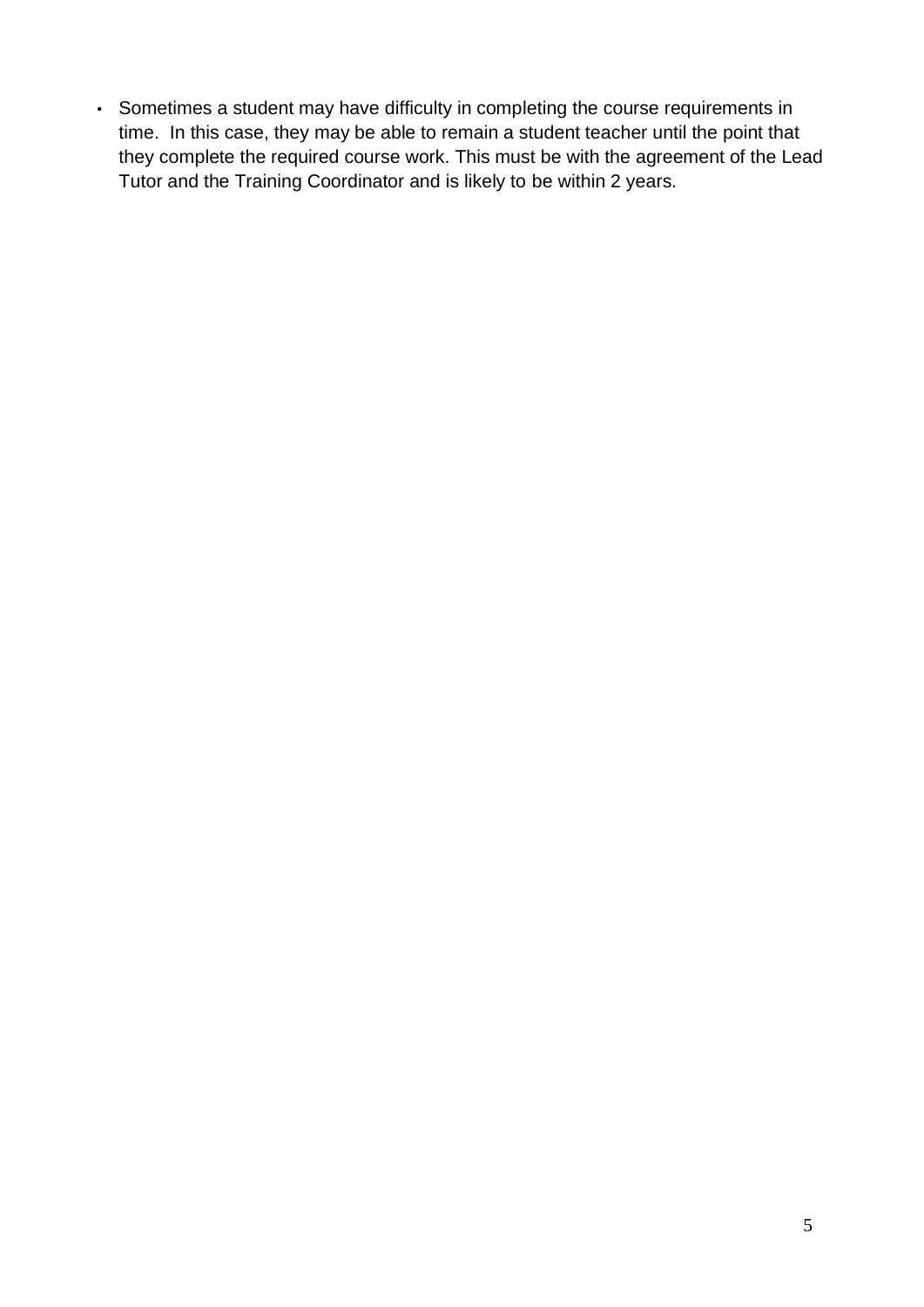- Sometimes a student may have difficulty in completing the course requirements in time.  In this case, they may be able to remain a student teacher until the point that they complete the required course work. This must be with the agreement of the Lead Tutor and the Training Coordinator and is likely to be within 2 years.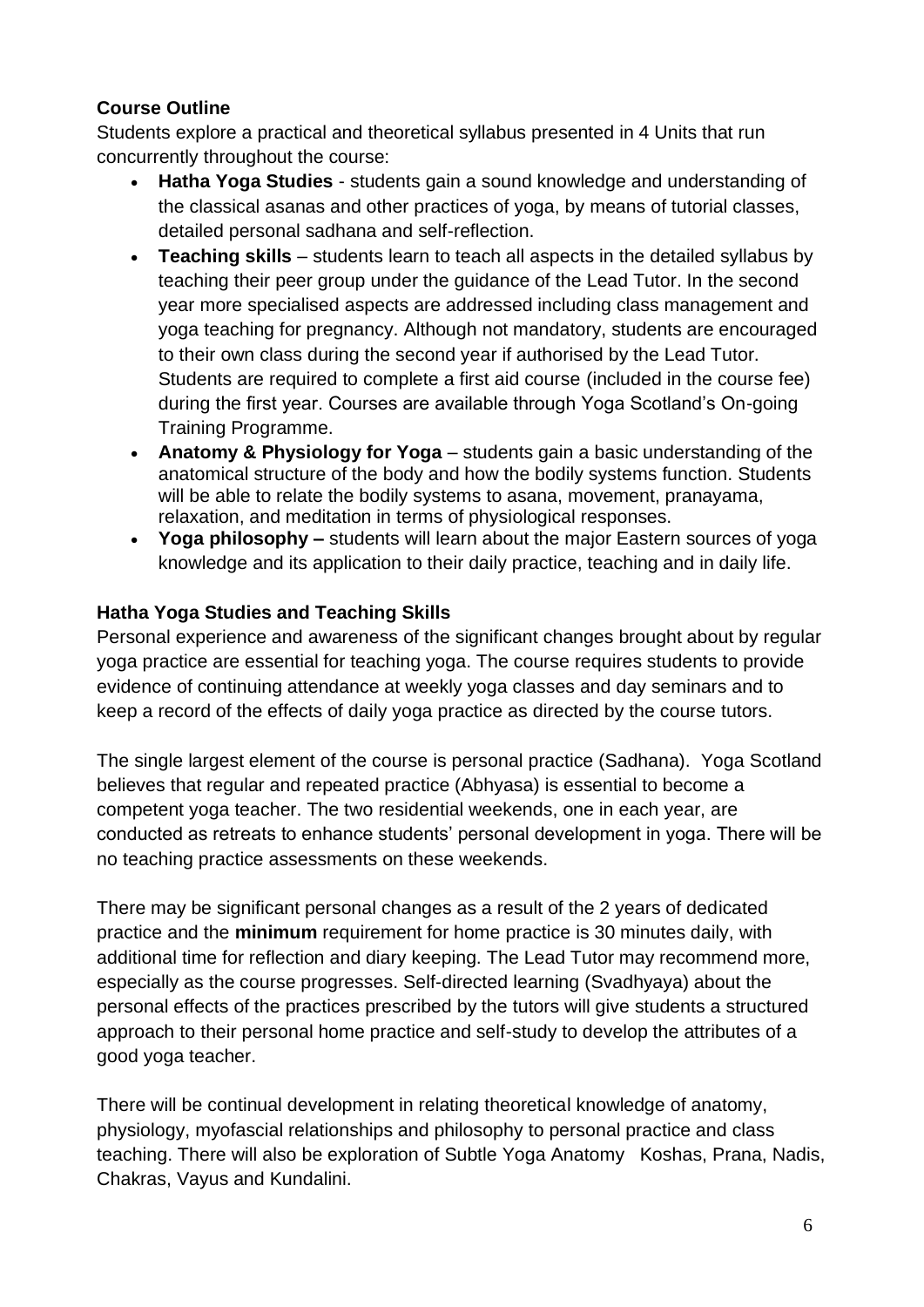**Course Outline**

Students explore a practical and theoretical syllabus presented in 4 Units that run concurrently throughout the course:

- **Hatha Yoga Studies** - students gain a sound knowledge and understanding of the classical asanas and other practices of yoga, by means of tutorial classes, detailed personal sadhana and self-reflection.
- **Teaching skills** – students learn to teach all aspects in the detailed syllabus by teaching their peer group under the guidance of the Lead Tutor. In the second year more specialised aspects are addressed including class management and yoga teaching for pregnancy. Although not mandatory, students are encouraged to their own class during the second year if authorised by the Lead Tutor. Students are required to complete a first aid course (included in the course fee) during the first year. Courses are available through Yoga Scotland's On-going Training Programme.
- **Anatomy & Physiology for Yoga** – students gain a basic understanding of the anatomical structure of the body and how the bodily systems function. Students will be able to relate the bodily systems to asana, movement, pranayama, relaxation, and meditation in terms of physiological responses.
- **Yoga philosophy –** students will learn about the major Eastern sources of yoga knowledge and its application to their daily practice, teaching and in daily life.

**Hatha Yoga Studies and Teaching Skills**

Personal experience and awareness of the significant changes brought about by regular yoga practice are essential for teaching yoga. The course requires students to provide evidence of continuing attendance at weekly yoga classes and day seminars and to keep a record of the effects of daily yoga practice as directed by the course tutors.

The single largest element of the course is personal practice (Sadhana). Yoga Scotland believes that regular and repeated practice (Abhyasa) is essential to become a competent yoga teacher. The two residential weekends, one in each year, are conducted as retreats to enhance students' personal development in yoga. There will be no teaching practice assessments on these weekends.

There may be significant personal changes as a result of the 2 years of dedicated practice and the **minimum** requirement for home practice is 30 minutes daily, with additional time for reflection and diary keeping. The Lead Tutor may recommend more, especially as the course progresses. Self-directed learning (Svadhyaya) about the personal effects of the practices prescribed by the tutors will give students a structured approach to their personal home practice and self-study to develop the attributes of a good yoga teacher.

There will be continual development in relating theoretical knowledge of anatomy, physiology, myofascial relationships and philosophy to personal practice and class teaching. There will also be exploration of Subtle Yoga Anatomy Koshas, Prana, Nadis, Chakras, Vayus and Kundalini.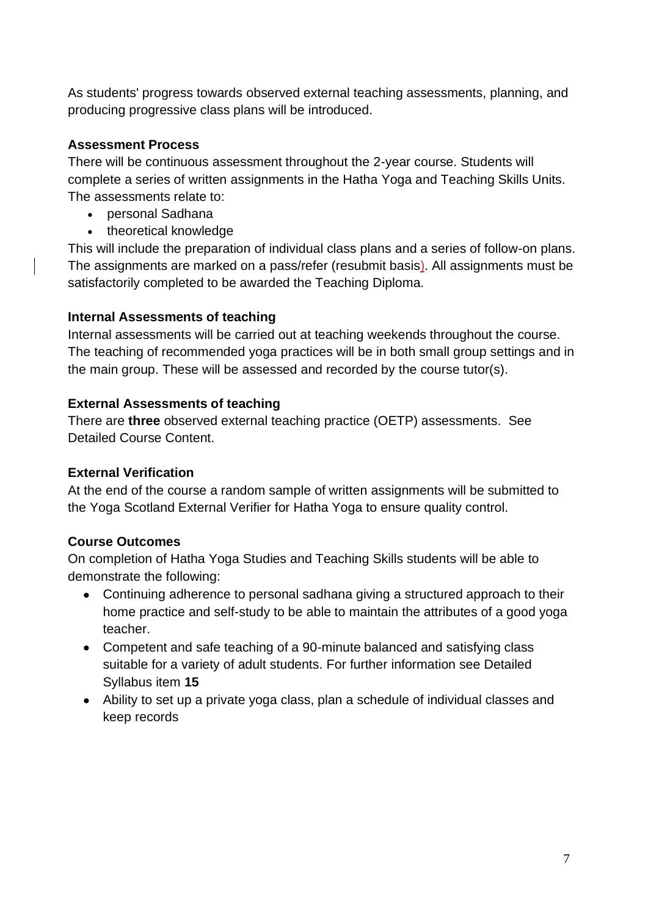As students' progress towards observed external teaching assessments, planning, and producing progressive class plans will be introduced.

**Assessment Process**

There will be continuous assessment throughout the 2-year course. Students will complete a series of written assignments in the Hatha Yoga and Teaching Skills Units. The assessments relate to:

- personal Sadhana
- theoretical knowledge

This will include the preparation of individual class plans and a series of follow-on plans. The assignments are marked on a pass/refer (resubmit basis). All assignments must be satisfactorily completed to be awarded the Teaching Diploma.

**Internal Assessments of teaching**

Internal assessments will be carried out at teaching weekends throughout the course. The teaching of recommended yoga practices will be in both small group settings and in the main group. These will be assessed and recorded by the course tutor(s).

**External Assessments of teaching**

There are **three** observed external teaching practice (OETP) assessments. See Detailed Course Content.

**External Verification**

At the end of the course a random sample of written assignments will be submitted to the Yoga Scotland External Verifier for Hatha Yoga to ensure quality control.

**Course Outcomes**

On completion of Hatha Yoga Studies and Teaching Skills students will be able to demonstrate the following:

- Continuing adherence to personal sadhana giving a structured approach to their home practice and self-study to be able to maintain the attributes of a good yoga teacher.
- Competent and safe teaching of a 90-minute balanced and satisfying class suitable for a variety of adult students. For further information see Detailed Syllabus item **15**
- Ability to set up a private yoga class, plan a schedule of individual classes and keep records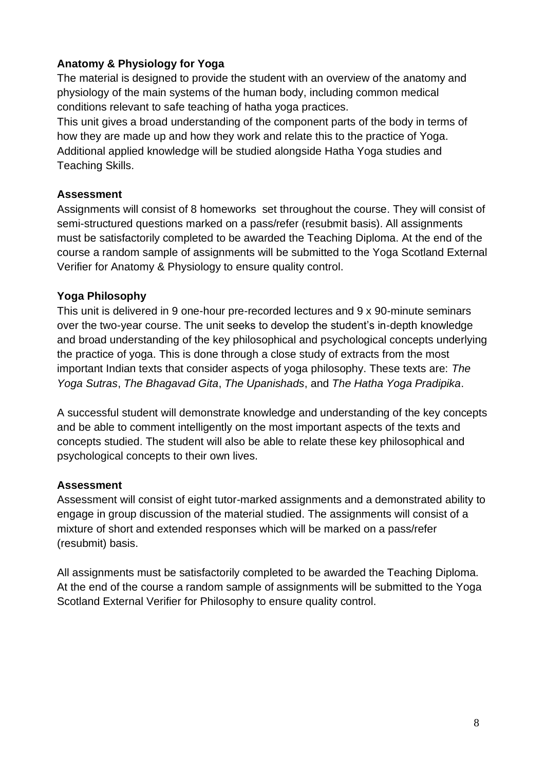**Anatomy & Physiology for Yoga**

The material is designed to provide the student with an overview of the anatomy and physiology of the main systems of the human body, including common medical conditions relevant to safe teaching of hatha yoga practices.

This unit gives a broad understanding of the component parts of the body in terms of how they are made up and how they work and relate this to the practice of Yoga. Additional applied knowledge will be studied alongside Hatha Yoga studies and Teaching Skills.

**Assessment**

Assignments will consist of 8 homeworks set throughout the course. They will consist of semi-structured questions marked on a pass/refer (resubmit basis). All assignments must be satisfactorily completed to be awarded the Teaching Diploma. At the end of the course a random sample of assignments will be submitted to the Yoga Scotland External Verifier for Anatomy & Physiology to ensure quality control.

**Yoga Philosophy**

This unit is delivered in 9 one-hour pre-recorded lectures and 9 x 90-minute seminars over the two-year course. The unit seeks to develop the student's in-depth knowledge and broad understanding of the key philosophical and psychological concepts underlying the practice of yoga. This is done through a close study of extracts from the most important Indian texts that consider aspects of yoga philosophy. These texts are: *The Yoga Sutras*, *The Bhagavad Gita*, *The Upanishads*, and *The Hatha Yoga Pradipika*.

A successful student will demonstrate knowledge and understanding of the key concepts and be able to comment intelligently on the most important aspects of the texts and concepts studied. The student will also be able to relate these key philosophical and psychological concepts to their own lives.

**Assessment**

Assessment will consist of eight tutor-marked assignments and a demonstrated ability to engage in group discussion of the material studied. The assignments will consist of a mixture of short and extended responses which will be marked on a pass/refer (resubmit) basis.

All assignments must be satisfactorily completed to be awarded the Teaching Diploma. At the end of the course a random sample of assignments will be submitted to the Yoga Scotland External Verifier for Philosophy to ensure quality control.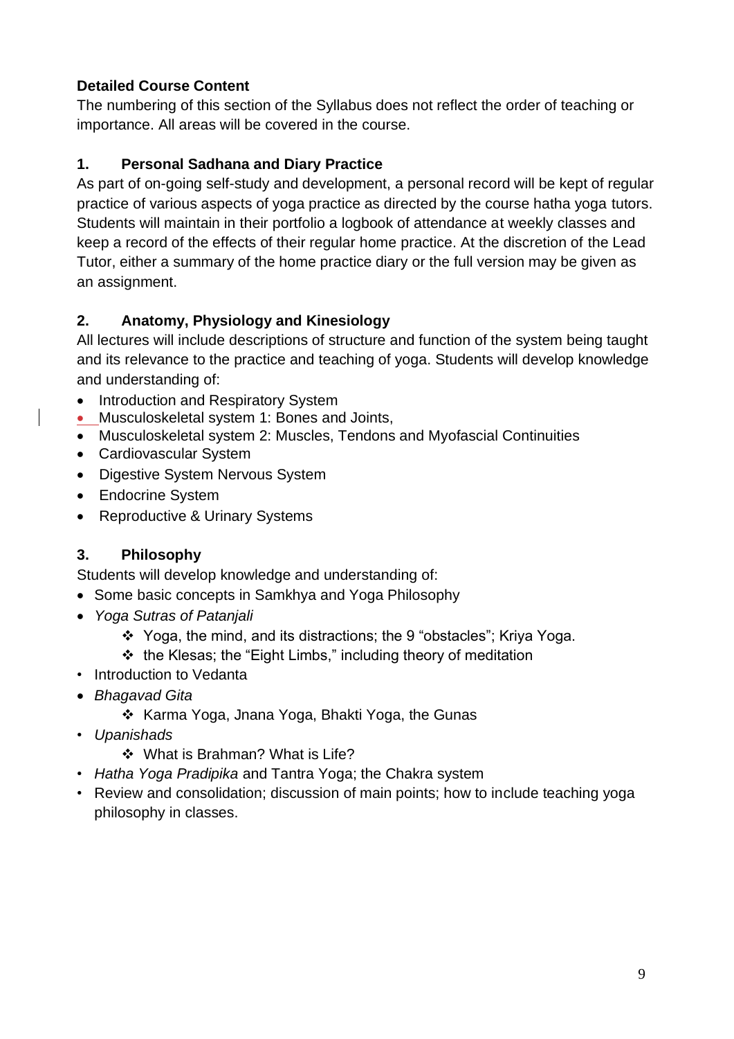**Detailed Course Content**

The numbering of this section of the Syllabus does not reflect the order of teaching or importance. All areas will be covered in the course.

### 1. Personal Sadhana and Diary Practice

As part of on-going self-study and development, a personal record will be kept of regular practice of various aspects of yoga practice as directed by the course hatha yoga tutors. Students will maintain in their portfolio a logbook of attendance at weekly classes and keep a record of the effects of their regular home practice. At the discretion of the Lead Tutor, either a summary of the home practice diary or the full version may be given as an assignment.

### 2. Anatomy, Physiology and Kinesiology

All lectures will include descriptions of structure and function of the system being taught and its relevance to the practice and teaching of yoga. Students will develop knowledge and understanding of:

- Introduction and Respiratory System
- Musculoskeletal system 1: Bones and Joints,
- Musculoskeletal system 2: Muscles, Tendons and Myofascial Continuities
- Cardiovascular System
- Digestive System Nervous System
- Endocrine System
- Reproductive & Urinary Systems

### 3. Philosophy

Students will develop knowledge and understanding of:

- Some basic concepts in Samkhya and Yoga Philosophy
- *Yoga Sutras of Patanjali*
  - Yoga, the mind, and its distractions; the 9 "obstacles"; Kriya Yoga.
  - the Klesas; the "Eight Limbs," including theory of meditation
- Introduction to Vedanta
- *Bhagavad Gita*
  - Karma Yoga, Jnana Yoga, Bhakti Yoga, the Gunas
- *Upanishads*
  - What is Brahman? What is Life?
- *Hatha Yoga Pradipika* and Tantra Yoga; the Chakra system
- Review and consolidation; discussion of main points; how to include teaching yoga philosophy in classes.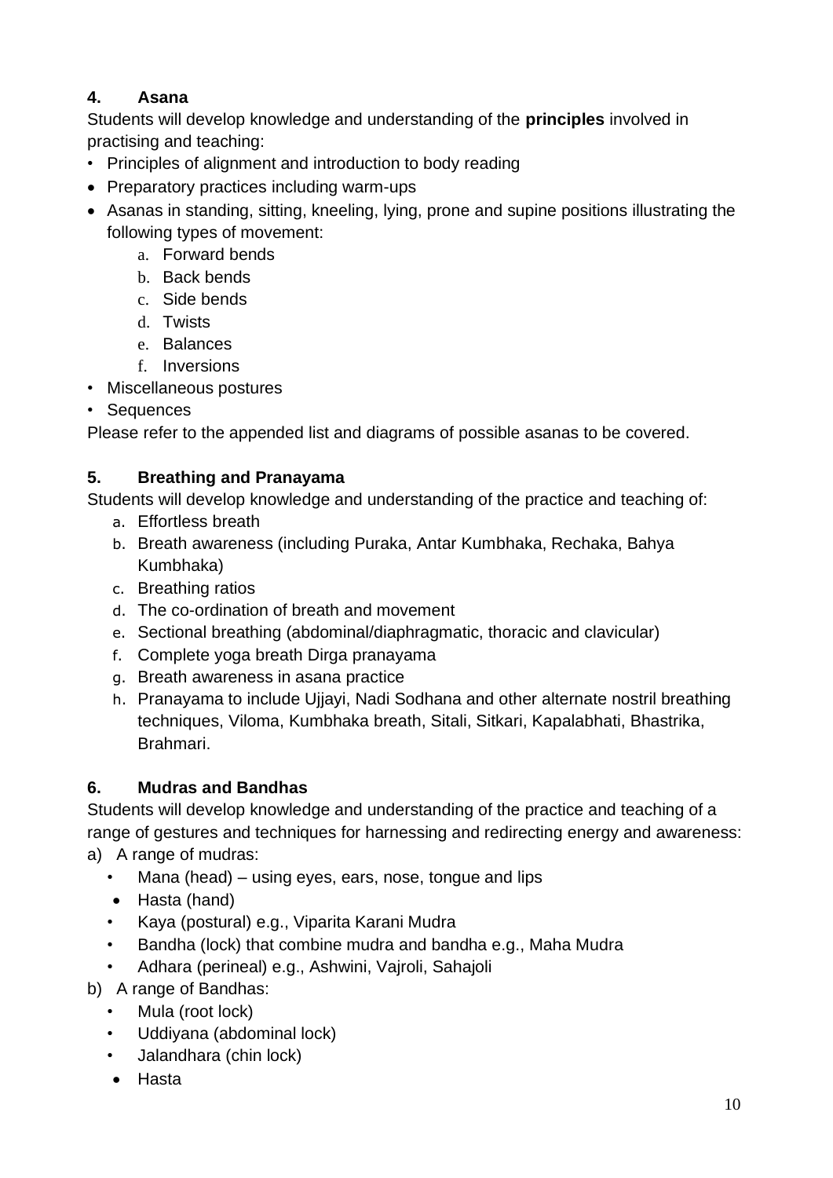## 4. Asana

Students will develop knowledge and understanding of the **principles** involved in practising and teaching:

- Principles of alignment and introduction to body reading
- Preparatory practices including warm-ups
- Asanas in standing, sitting, kneeling, lying, prone and supine positions illustrating the following types of movement:
    a. Forward bends
    b. Back bends
    c. Side bends
    d. Twists
    e. Balances
    f. Inversions
- Miscellaneous postures
- Sequences

Please refer to the appended list and diagrams of possible asanas to be covered.

## 5. Breathing and Pranayama

Students will develop knowledge and understanding of the practice and teaching of:

a. Effortless breath
b. Breath awareness (including Puraka, Antar Kumbhaka, Rechaka, Bahya Kumbhaka)
c. Breathing ratios
d. The co-ordination of breath and movement
e. Sectional breathing (abdominal/diaphragmatic, thoracic and clavicular)
f. Complete yoga breath Dirga pranayama
g. Breath awareness in asana practice
h. Pranayama to include Ujjayi, Nadi Sodhana and other alternate nostril breathing techniques, Viloma, Kumbhaka breath, Sitali, Sitkari, Kapalabhati, Bhastrika, Brahmari.

## 6. Mudras and Bandhas

Students will develop knowledge and understanding of the practice and teaching of a range of gestures and techniques for harnessing and redirecting energy and awareness:

a) A range of mudras:
- Mana (head) – using eyes, ears, nose, tongue and lips
- Hasta (hand)
- Kaya (postural) e.g., Viparita Karani Mudra
- Bandha (lock) that combine mudra and bandha e.g., Maha Mudra
- Adhara (perineal) e.g., Ashwini, Vajroli, Sahajoli

b) A range of Bandhas:
- Mula (root lock)
- Uddiyana (abdominal lock)
- Jalandhara (chin lock)
- Hasta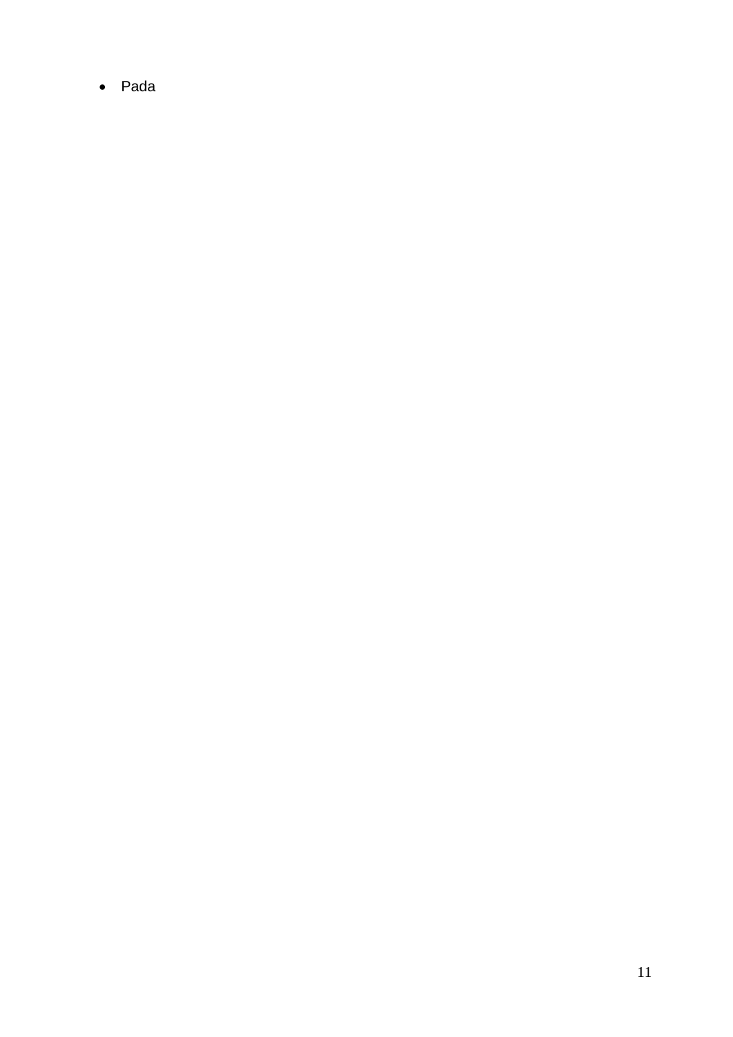- Pada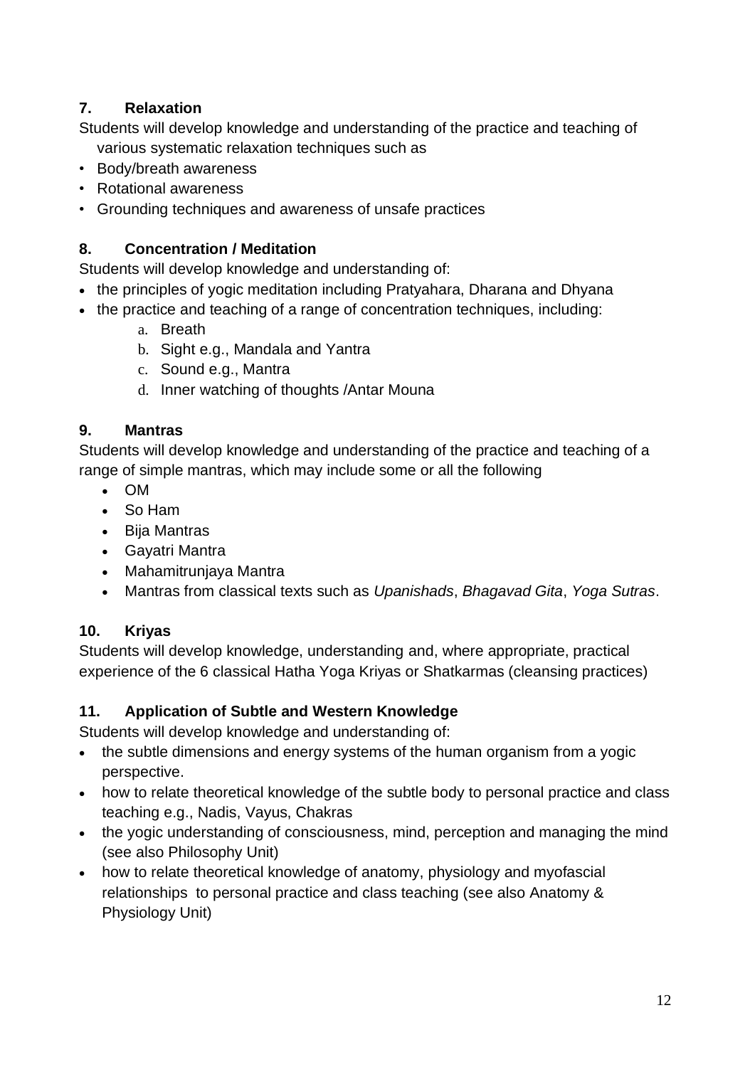### 7. Relaxation

Students will develop knowledge and understanding of the practice and teaching of various systematic relaxation techniques such as

- Body/breath awareness
- Rotational awareness
- Grounding techniques and awareness of unsafe practices

### 8. Concentration / Meditation

Students will develop knowledge and understanding of:

- the principles of yogic meditation including Pratyahara, Dharana and Dhyana
- the practice and teaching of a range of concentration techniques, including:
    a. Breath
    b. Sight e.g., Mandala and Yantra
    c. Sound e.g., Mantra
    d. Inner watching of thoughts /Antar Mouna

### 9. Mantras

Students will develop knowledge and understanding of the practice and teaching of a range of simple mantras, which may include some or all the following

- OM
- So Ham
- Bija Mantras
- Gayatri Mantra
- Mahamitrunjaya Mantra
- Mantras from classical texts such as *Upanishads*, *Bhagavad Gita*, *Yoga Sutras*.

### 10. Kriyas

Students will develop knowledge, understanding and, where appropriate, practical experience of the 6 classical Hatha Yoga Kriyas or Shatkarmas (cleansing practices)

### 11. Application of Subtle and Western Knowledge

Students will develop knowledge and understanding of:

- the subtle dimensions and energy systems of the human organism from a yogic perspective.
- how to relate theoretical knowledge of the subtle body to personal practice and class teaching e.g., Nadis, Vayus, Chakras
- the yogic understanding of consciousness, mind, perception and managing the mind (see also Philosophy Unit)
- how to relate theoretical knowledge of anatomy, physiology and myofascial relationships to personal practice and class teaching (see also Anatomy & Physiology Unit)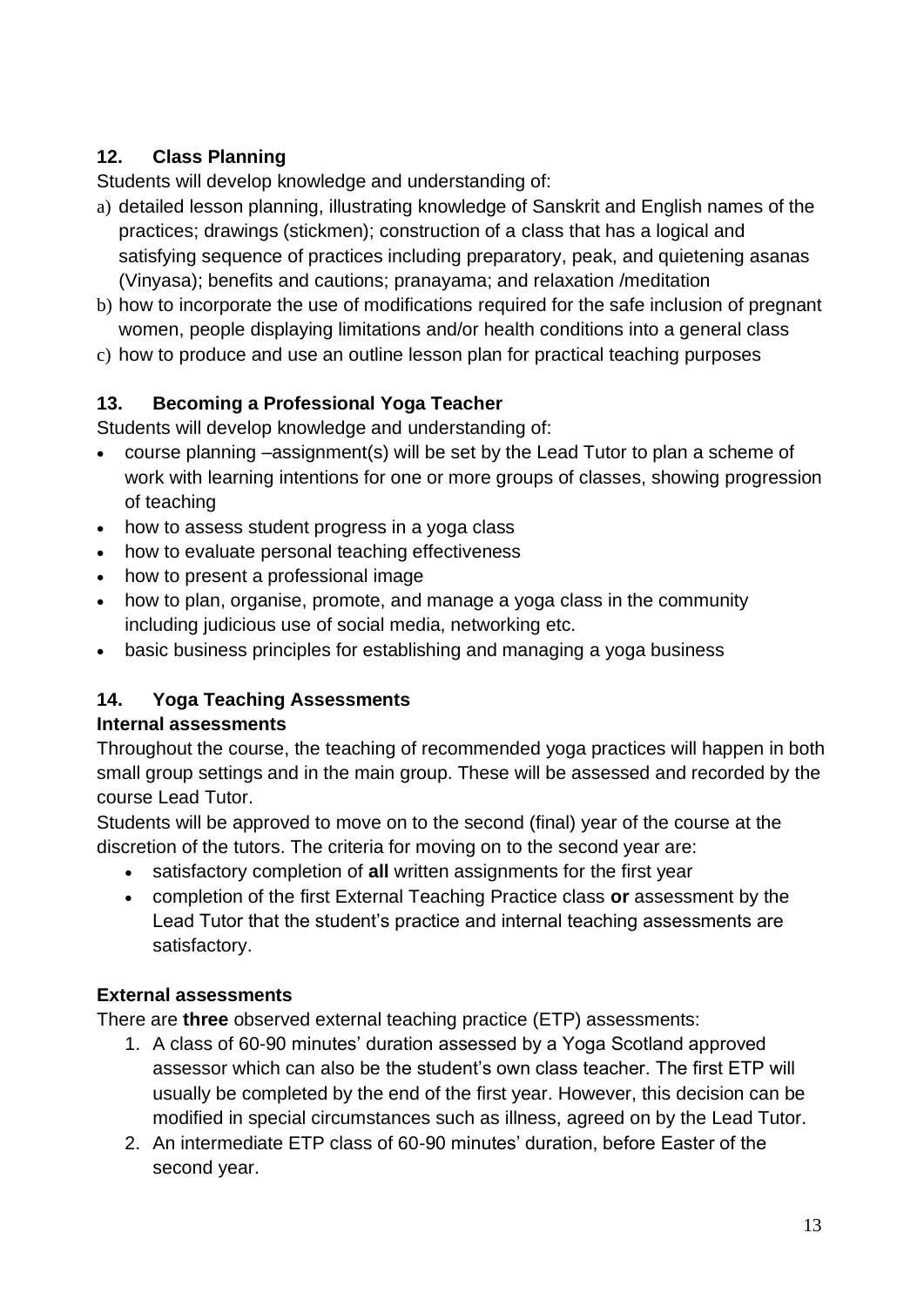### 12. Class Planning

Students will develop knowledge and understanding of:

a) detailed lesson planning, illustrating knowledge of Sanskrit and English names of the practices; drawings (stickmen); construction of a class that has a logical and satisfying sequence of practices including preparatory, peak, and quietening asanas (Vinyasa); benefits and cautions; pranayama; and relaxation /meditation
b) how to incorporate the use of modifications required for the safe inclusion of pregnant women, people displaying limitations and/or health conditions into a general class
c) how to produce and use an outline lesson plan for practical teaching purposes

### 13. Becoming a Professional Yoga Teacher

Students will develop knowledge and understanding of:

- course planning –assignment(s) will be set by the Lead Tutor to plan a scheme of work with learning intentions for one or more groups of classes, showing progression of teaching
- how to assess student progress in a yoga class
- how to evaluate personal teaching effectiveness
- how to present a professional image
- how to plan, organise, promote, and manage a yoga class in the community including judicious use of social media, networking etc.
- basic business principles for establishing and managing a yoga business

### 14. Yoga Teaching Assessments

**Internal assessments**

Throughout the course, the teaching of recommended yoga practices will happen in both small group settings and in the main group. These will be assessed and recorded by the course Lead Tutor.

Students will be approved to move on to the second (final) year of the course at the discretion of the tutors. The criteria for moving on to the second year are:

- satisfactory completion of **all** written assignments for the first year
- completion of the first External Teaching Practice class **or** assessment by the Lead Tutor that the student's practice and internal teaching assessments are satisfactory.

**External assessments**

There are **three** observed external teaching practice (ETP) assessments:

1. A class of 60-90 minutes' duration assessed by a Yoga Scotland approved assessor which can also be the student's own class teacher. The first ETP will usually be completed by the end of the first year. However, this decision can be modified in special circumstances such as illness, agreed on by the Lead Tutor.
2. An intermediate ETP class of 60-90 minutes' duration, before Easter of the second year.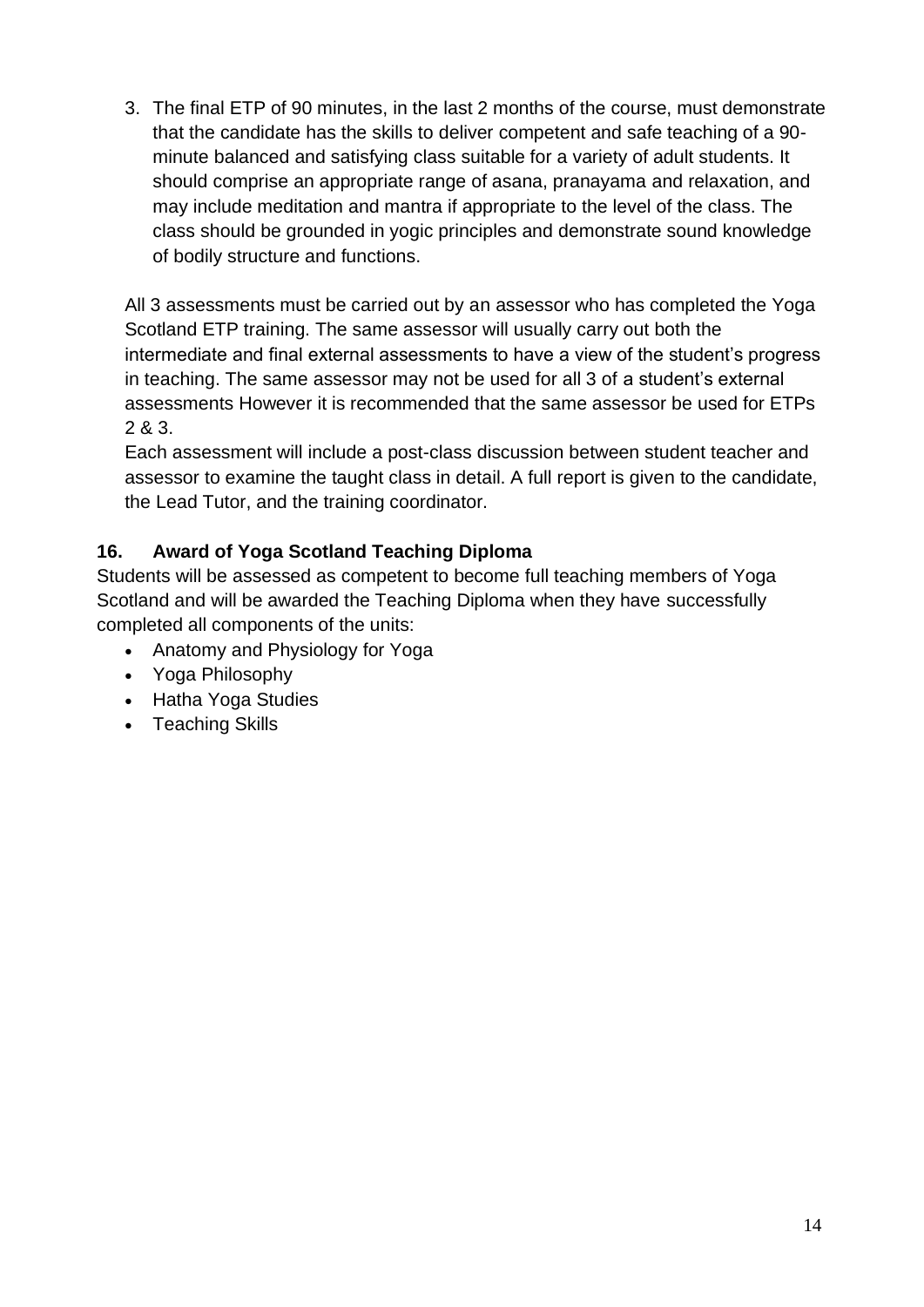3. The final ETP of 90 minutes, in the last 2 months of the course, must demonstrate that the candidate has the skills to deliver competent and safe teaching of a 90-minute balanced and satisfying class suitable for a variety of adult students. It should comprise an appropriate range of asana, pranayama and relaxation, and may include meditation and mantra if appropriate to the level of the class. The class should be grounded in yogic principles and demonstrate sound knowledge of bodily structure and functions.

All 3 assessments must be carried out by an assessor who has completed the Yoga Scotland ETP training. The same assessor will usually carry out both the intermediate and final external assessments to have a view of the student's progress in teaching. The same assessor may not be used for all 3 of a student's external assessments However it is recommended that the same assessor be used for ETPs 2 & 3.

Each assessment will include a post-class discussion between student teacher and assessor to examine the taught class in detail. A full report is given to the candidate, the Lead Tutor, and the training coordinator.

## 16. Award of Yoga Scotland Teaching Diploma

Students will be assessed as competent to become full teaching members of Yoga Scotland and will be awarded the Teaching Diploma when they have successfully completed all components of the units:

- Anatomy and Physiology for Yoga
- Yoga Philosophy
- Hatha Yoga Studies
- Teaching Skills